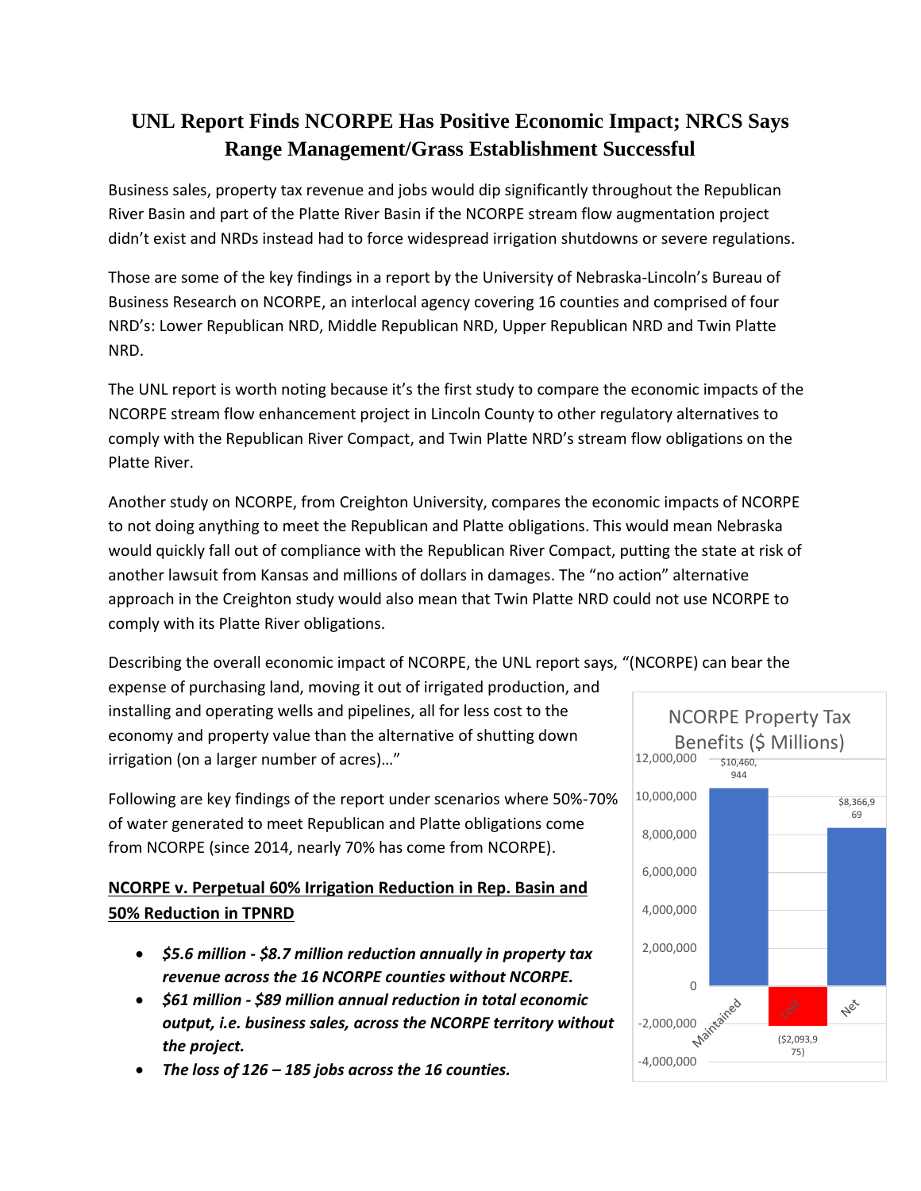# UNL Report Finds NCORPE Has Positive Economic Impact; NRCS Says Range Management/Grass Establishment Successful

Business sales, property tax revenue and jobs would dip significantly throughout the Republican River Basin and part of the Platte River Basin if the NCORPE stream flow augmentation project didn't exist and NRDs instead had to force widespread irrigation shutdowns or severe regulations.

Those are some of the key findings in a report by the University of Nebraska-Lincoln's Bureau of Business Research on NCORPE, an interlocal agency covering 16 counties and comprised of four NRD's: Lower Republican NRD, Middle Republican NRD, Upper Republican NRD and Twin Platte NRD.

The UNL report is worth noting because it's the first study to compare the economic impacts of the NCORPE stream flow enhancement project in Lincoln County to other regulatory alternatives to comply with the Republican River Compact, and Twin Platte NRD's stream flow obligations on the Platte River.

Another study on NCORPE, from Creighton University, compares the economic impacts of NCORPE to not doing anything to meet the Republican and Platte obligations. This would mean Nebraska would quickly fall out of compliance with the Republican River Compact, putting the state at risk of another lawsuit from Kansas and millions of dollars in damages. The "no action" alternative approach in the Creighton study would also mean that Twin Platte NRD could not use NCORPE to comply with its Platte River obligations.

Describing the overall economic impact of NCORPE, the UNL report says, "(NCORPE) can bear the expense of purchasing land, moving it out of irrigated production, and installing and operating wells and pipelines, all for less cost to the economy and property value than the alternative of shutting down irrigation (on a larger number of acres)…"

Following are key findings of the report under scenarios where 50%-70% of water generated to meet Republican and Platte obligations come from NCORPE (since 2014, nearly 70% has come from NCORPE).

**NCORPE v. Perpetual 60% Irrigation Reduction in Rep. Basin and 50% Reduction in TPNRD**

- ***$5.6 million - $8.7 million reduction annually in property tax revenue across the 16 NCORPE counties without NCORPE.***
- ***$61 million - $89 million annual reduction in total economic output, i.e. business sales, across the NCORPE territory without the project.***
- ***The loss of 126 – 185 jobs across the 16 counties.***

NCORPE Property Tax Benefits ($ Millions)

| | Value |
|---|---|
| Maintained | $10,460,944 |
| Lost | ($2,093,975) |
| Net | $8,366,969 |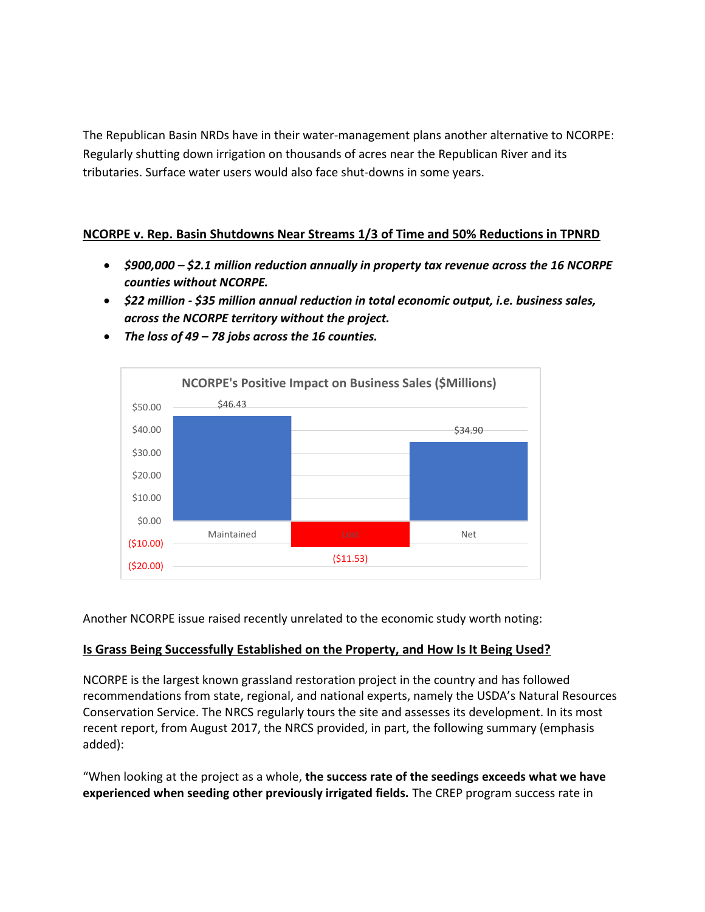The Republican Basin NRDs have in their water-management plans another alternative to NCORPE: Regularly shutting down irrigation on thousands of acres near the Republican River and its tributaries. Surface water users would also face shut-downs in some years.

**NCORPE v. Rep. Basin Shutdowns Near Streams 1/3 of Time and 50% Reductions in TPNRD**

- ***$900,000 – $2.1 million reduction annually in property tax revenue across the 16 NCORPE counties without NCORPE.***
- ***$22 million - $35 million annual reduction in total economic output, i.e. business sales, across the NCORPE territory without the project.***
- ***The loss of 49 – 78 jobs across the 16 counties.***

**NCORPE's Positive Impact on Business Sales ($Millions)**

| | Maintained | Lost | Net |
|---|---|---|---|
| $Millions | $46.43 | ($11.53) | $34.90 |

Another NCORPE issue raised recently unrelated to the economic study worth noting:

**Is Grass Being Successfully Established on the Property, and How Is It Being Used?**

NCORPE is the largest known grassland restoration project in the country and has followed recommendations from state, regional, and national experts, namely the USDA's Natural Resources Conservation Service. The NRCS regularly tours the site and assesses its development. In its most recent report, from August 2017, the NRCS provided, in part, the following summary (emphasis added):

"When looking at the project as a whole, **the success rate of the seedings exceeds what we have experienced when seeding other previously irrigated fields.** The CREP program success rate in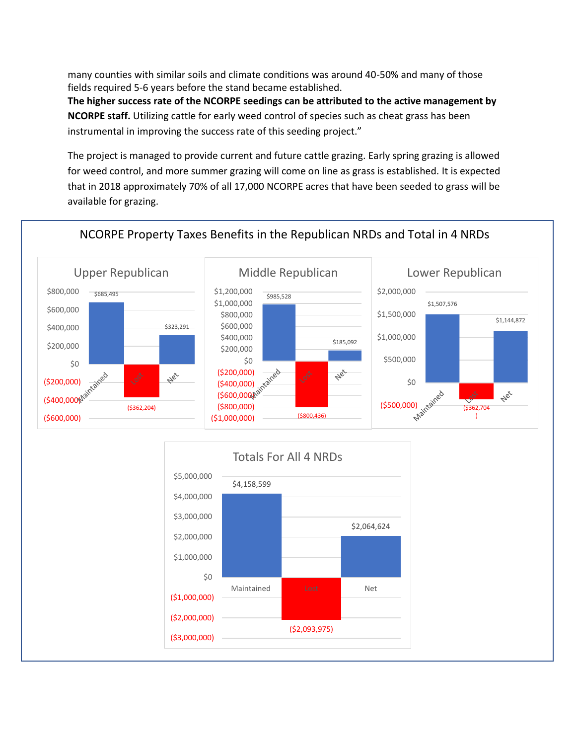many counties with similar soils and climate conditions was around 40-50% and many of those fields required 5-6 years before the stand became established.
**The higher success rate of the NCORPE seedings can be attributed to the active management by NCORPE staff.** Utilizing cattle for early weed control of species such as cheat grass has been instrumental in improving the success rate of this seeding project."

The project is managed to provide current and future cattle grazing. Early spring grazing is allowed for weed control, and more summer grazing will come on line as grass is established. It is expected that in 2018 approximately 70% of all 17,000 NCORPE acres that have been seeded to grass will be available for grazing.

NCORPE Property Taxes Benefits in the Republican NRDs and Total in 4 NRDs

Upper Republican

$800,000
$600,000
$400,000
$200,000
$0
($200,000)
($400,000)
($600,000)

Maintained $685,495
Lost ($362,204)
Net $323,291

Middle Republican

$1,200,000
$1,000,000
$800,000
$600,000
$400,000
$200,000
$0
($200,000)
($400,000)
($600,000)
($800,000)
($1,000,000)

Maintained $985,528
Lost ($800,436)
Net $185,092

Lower Republican

$2,000,000
$1,500,000
$1,000,000
$500,000
$0
($500,000)

Maintained $1,507,576
Lost ($362,704)
Net $1,144,872

Totals For All 4 NRDs

$5,000,000
$4,000,000
$3,000,000
$2,000,000
$1,000,000
$0
($1,000,000)
($2,000,000)
($3,000,000)

Maintained $4,158,599
Lost ($2,093,975)
Net $2,064,624